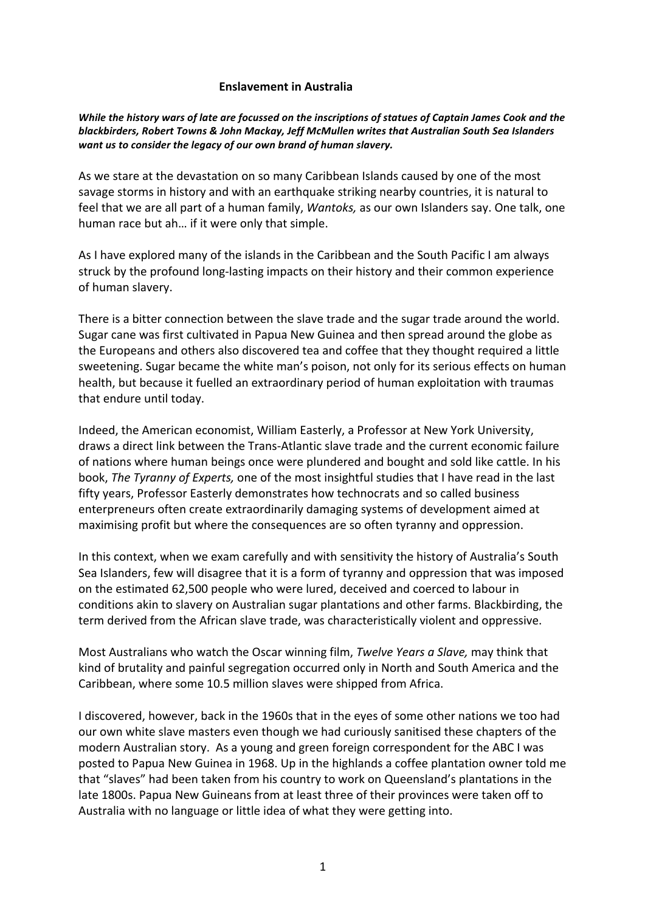# Enslavement in Australia

***While the history wars of late are focussed on the inscriptions of statues of Captain James Cook and the blackbirders, Robert Towns & John Mackay, Jeff McMullen writes that Australian South Sea Islanders want us to consider the legacy of our own brand of human slavery.***

As we stare at the devastation on so many Caribbean Islands caused by one of the most savage storms in history and with an earthquake striking nearby countries, it is natural to feel that we are all part of a human family, *Wantoks,* as our own Islanders say. One talk, one human race but ah… if it were only that simple.

As I have explored many of the islands in the Caribbean and the South Pacific I am always struck by the profound long-lasting impacts on their history and their common experience of human slavery.

There is a bitter connection between the slave trade and the sugar trade around the world. Sugar cane was first cultivated in Papua New Guinea and then spread around the globe as the Europeans and others also discovered tea and coffee that they thought required a little sweetening. Sugar became the white man's poison, not only for its serious effects on human health, but because it fuelled an extraordinary period of human exploitation with traumas that endure until today.

Indeed, the American economist, William Easterly, a Professor at New York University, draws a direct link between the Trans-Atlantic slave trade and the current economic failure of nations where human beings once were plundered and bought and sold like cattle. In his book, *The Tyranny of Experts,* one of the most insightful studies that I have read in the last fifty years, Professor Easterly demonstrates how technocrats and so called business enterpreneurs often create extraordinarily damaging systems of development aimed at maximising profit but where the consequences are so often tyranny and oppression.

In this context, when we exam carefully and with sensitivity the history of Australia's South Sea Islanders, few will disagree that it is a form of tyranny and oppression that was imposed on the estimated 62,500 people who were lured, deceived and coerced to labour in conditions akin to slavery on Australian sugar plantations and other farms. Blackbirding, the term derived from the African slave trade, was characteristically violent and oppressive.

Most Australians who watch the Oscar winning film, *Twelve Years a Slave,* may think that kind of brutality and painful segregation occurred only in North and South America and the Caribbean, where some 10.5 million slaves were shipped from Africa.

I discovered, however, back in the 1960s that in the eyes of some other nations we too had our own white slave masters even though we had curiously sanitised these chapters of the modern Australian story. As a young and green foreign correspondent for the ABC I was posted to Papua New Guinea in 1968. Up in the highlands a coffee plantation owner told me that "slaves" had been taken from his country to work on Queensland's plantations in the late 1800s. Papua New Guineans from at least three of their provinces were taken off to Australia with no language or little idea of what they were getting into.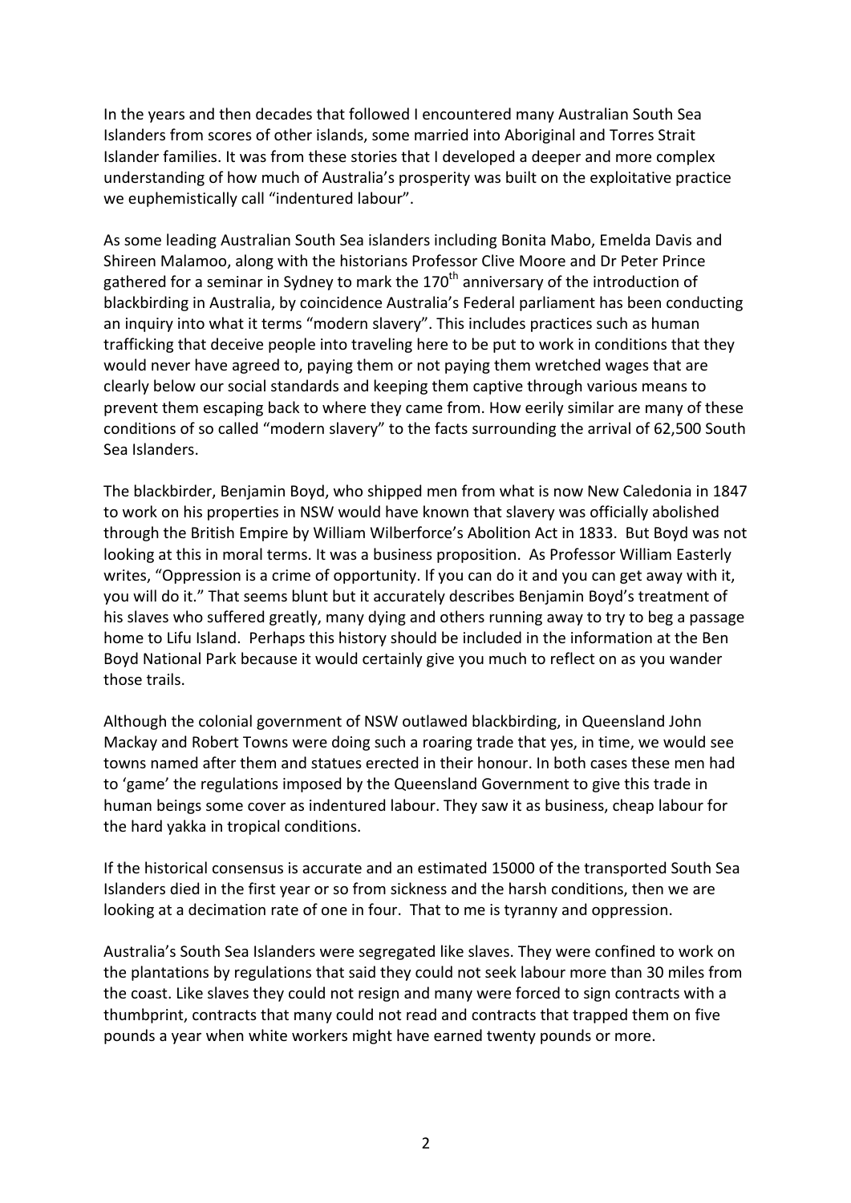In the years and then decades that followed I encountered many Australian South Sea Islanders from scores of other islands, some married into Aboriginal and Torres Strait Islander families. It was from these stories that I developed a deeper and more complex understanding of how much of Australia's prosperity was built on the exploitative practice we euphemistically call "indentured labour".

As some leading Australian South Sea islanders including Bonita Mabo, Emelda Davis and Shireen Malamoo, along with the historians Professor Clive Moore and Dr Peter Prince gathered for a seminar in Sydney to mark the 170th anniversary of the introduction of blackbirding in Australia, by coincidence Australia's Federal parliament has been conducting an inquiry into what it terms "modern slavery". This includes practices such as human trafficking that deceive people into traveling here to be put to work in conditions that they would never have agreed to, paying them or not paying them wretched wages that are clearly below our social standards and keeping them captive through various means to prevent them escaping back to where they came from. How eerily similar are many of these conditions of so called "modern slavery" to the facts surrounding the arrival of 62,500 South Sea Islanders.

The blackbirder, Benjamin Boyd, who shipped men from what is now New Caledonia in 1847 to work on his properties in NSW would have known that slavery was officially abolished through the British Empire by William Wilberforce's Abolition Act in 1833. But Boyd was not looking at this in moral terms. It was a business proposition. As Professor William Easterly writes, "Oppression is a crime of opportunity. If you can do it and you can get away with it, you will do it." That seems blunt but it accurately describes Benjamin Boyd's treatment of his slaves who suffered greatly, many dying and others running away to try to beg a passage home to Lifu Island. Perhaps this history should be included in the information at the Ben Boyd National Park because it would certainly give you much to reflect on as you wander those trails.

Although the colonial government of NSW outlawed blackbirding, in Queensland John Mackay and Robert Towns were doing such a roaring trade that yes, in time, we would see towns named after them and statues erected in their honour. In both cases these men had to 'game' the regulations imposed by the Queensland Government to give this trade in human beings some cover as indentured labour. They saw it as business, cheap labour for the hard yakka in tropical conditions.

If the historical consensus is accurate and an estimated 15000 of the transported South Sea Islanders died in the first year or so from sickness and the harsh conditions, then we are looking at a decimation rate of one in four. That to me is tyranny and oppression.

Australia's South Sea Islanders were segregated like slaves. They were confined to work on the plantations by regulations that said they could not seek labour more than 30 miles from the coast. Like slaves they could not resign and many were forced to sign contracts with a thumbprint, contracts that many could not read and contracts that trapped them on five pounds a year when white workers might have earned twenty pounds or more.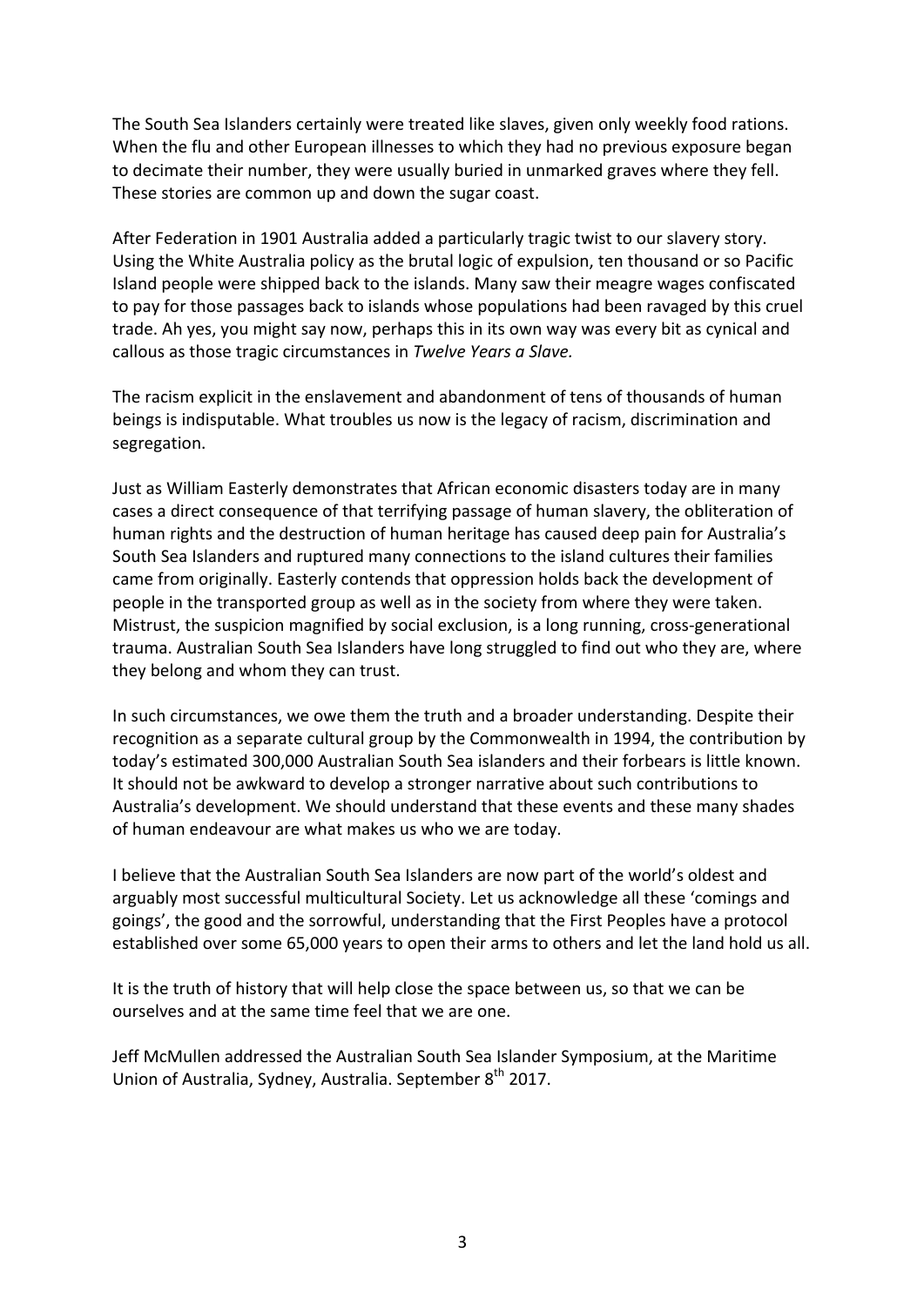The South Sea Islanders certainly were treated like slaves, given only weekly food rations. When the flu and other European illnesses to which they had no previous exposure began to decimate their number, they were usually buried in unmarked graves where they fell. These stories are common up and down the sugar coast.

After Federation in 1901 Australia added a particularly tragic twist to our slavery story. Using the White Australia policy as the brutal logic of expulsion, ten thousand or so Pacific Island people were shipped back to the islands. Many saw their meagre wages confiscated to pay for those passages back to islands whose populations had been ravaged by this cruel trade. Ah yes, you might say now, perhaps this in its own way was every bit as cynical and callous as those tragic circumstances in *Twelve Years a Slave.*

The racism explicit in the enslavement and abandonment of tens of thousands of human beings is indisputable. What troubles us now is the legacy of racism, discrimination and segregation.

Just as William Easterly demonstrates that African economic disasters today are in many cases a direct consequence of that terrifying passage of human slavery, the obliteration of human rights and the destruction of human heritage has caused deep pain for Australia's South Sea Islanders and ruptured many connections to the island cultures their families came from originally. Easterly contends that oppression holds back the development of people in the transported group as well as in the society from where they were taken. Mistrust, the suspicion magnified by social exclusion, is a long running, cross-generational trauma. Australian South Sea Islanders have long struggled to find out who they are, where they belong and whom they can trust.

In such circumstances, we owe them the truth and a broader understanding. Despite their recognition as a separate cultural group by the Commonwealth in 1994, the contribution by today's estimated 300,000 Australian South Sea islanders and their forbears is little known. It should not be awkward to develop a stronger narrative about such contributions to Australia's development. We should understand that these events and these many shades of human endeavour are what makes us who we are today.

I believe that the Australian South Sea Islanders are now part of the world's oldest and arguably most successful multicultural Society. Let us acknowledge all these 'comings and goings', the good and the sorrowful, understanding that the First Peoples have a protocol established over some 65,000 years to open their arms to others and let the land hold us all.

It is the truth of history that will help close the space between us, so that we can be ourselves and at the same time feel that we are one.

Jeff McMullen addressed the Australian South Sea Islander Symposium, at the Maritime Union of Australia, Sydney, Australia. September 8th 2017.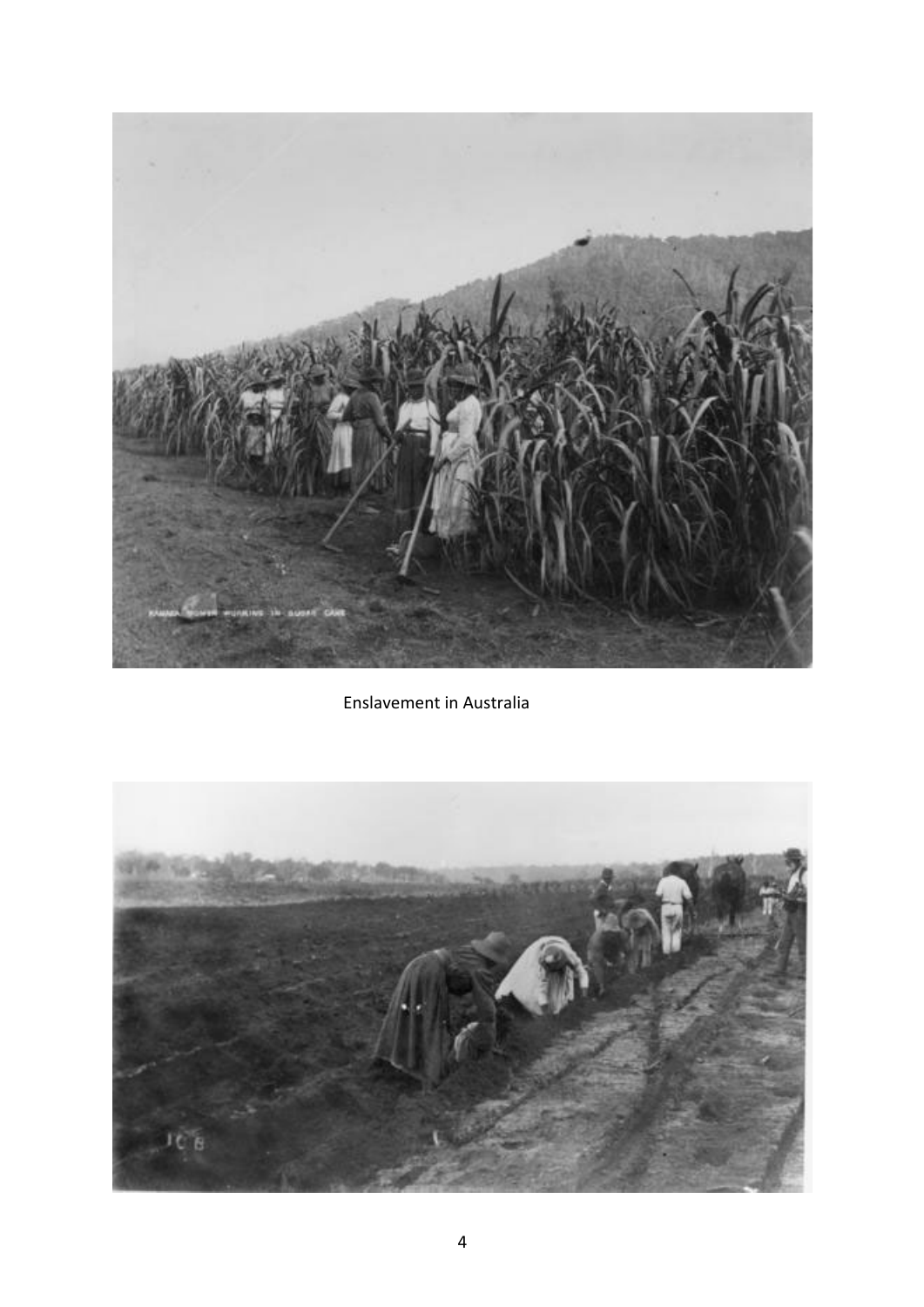Enslavement in Australia